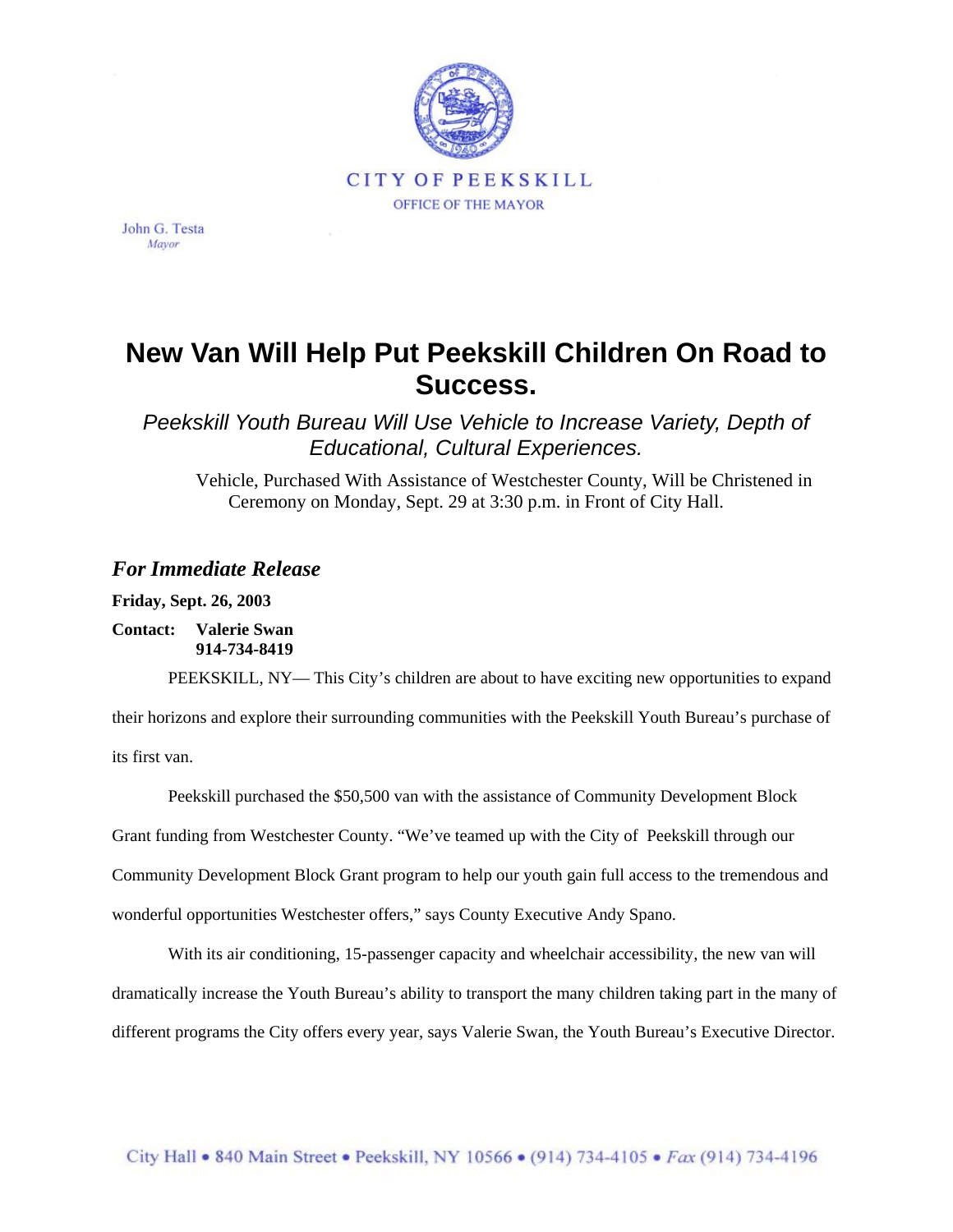CITY OF PEEKSKILL

OFFICE OF THE MAYOR

John G. Testa
*Mayor*

# New Van Will Help Put Peekskill Children On Road to Success.

*Peekskill Youth Bureau Will Use Vehicle to Increase Variety, Depth of Educational, Cultural Experiences.*

Vehicle, Purchased With Assistance of Westchester County, Will be Christened in Ceremony on Monday, Sept. 29 at 3:30 p.m. in Front of City Hall.

***For Immediate Release***

**Friday, Sept. 26, 2003**

**Contact: Valerie Swan**
**914-734-8419**

PEEKSKILL, NY— This City's children are about to have exciting new opportunities to expand their horizons and explore their surrounding communities with the Peekskill Youth Bureau's purchase of its first van.

Peekskill purchased the $50,500 van with the assistance of Community Development Block Grant funding from Westchester County. "We've teamed up with the City of Peekskill through our Community Development Block Grant program to help our youth gain full access to the tremendous and wonderful opportunities Westchester offers," says County Executive Andy Spano.

With its air conditioning, 15-passenger capacity and wheelchair accessibility, the new van will dramatically increase the Youth Bureau's ability to transport the many children taking part in the many of different programs the City offers every year, says Valerie Swan, the Youth Bureau's Executive Director.

City Hall • 840 Main Street • Peekskill, NY 10566 • (914) 734-4105 • *Fax* (914) 734-4196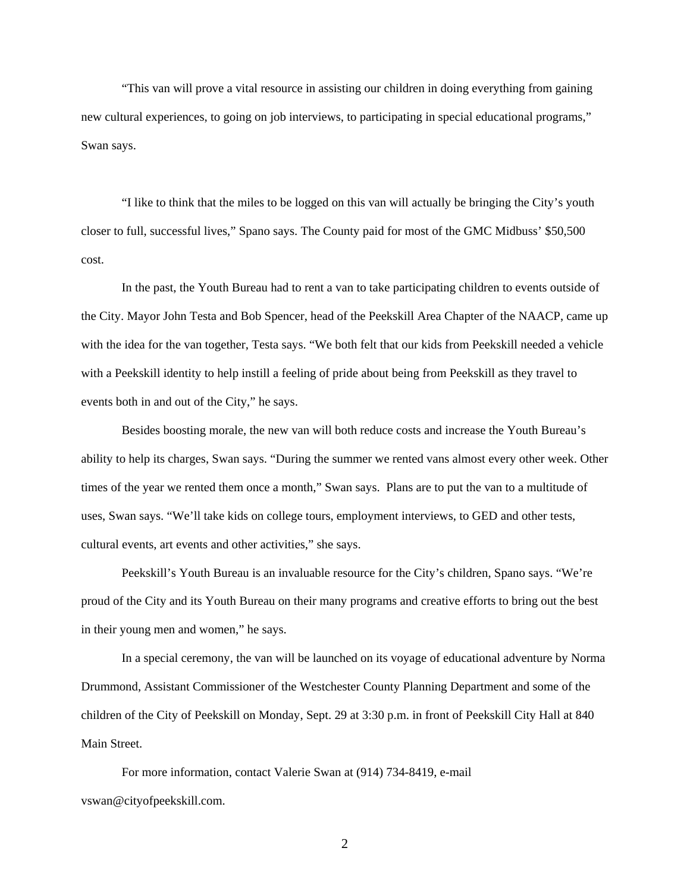"This van will prove a vital resource in assisting our children in doing everything from gaining new cultural experiences, to going on job interviews, to participating in special educational programs," Swan says.

"I like to think that the miles to be logged on this van will actually be bringing the City's youth closer to full, successful lives," Spano says. The County paid for most of the GMC Midbuss' $50,500 cost.

In the past, the Youth Bureau had to rent a van to take participating children to events outside of the City. Mayor John Testa and Bob Spencer, head of the Peekskill Area Chapter of the NAACP, came up with the idea for the van together, Testa says. "We both felt that our kids from Peekskill needed a vehicle with a Peekskill identity to help instill a feeling of pride about being from Peekskill as they travel to events both in and out of the City," he says.

Besides boosting morale, the new van will both reduce costs and increase the Youth Bureau's ability to help its charges, Swan says. "During the summer we rented vans almost every other week. Other times of the year we rented them once a month," Swan says. Plans are to put the van to a multitude of uses, Swan says. "We'll take kids on college tours, employment interviews, to GED and other tests, cultural events, art events and other activities," she says.

Peekskill's Youth Bureau is an invaluable resource for the City's children, Spano says. "We're proud of the City and its Youth Bureau on their many programs and creative efforts to bring out the best in their young men and women," he says.

In a special ceremony, the van will be launched on its voyage of educational adventure by Norma Drummond, Assistant Commissioner of the Westchester County Planning Department and some of the children of the City of Peekskill on Monday, Sept. 29 at 3:30 p.m. in front of Peekskill City Hall at 840 Main Street.

For more information, contact Valerie Swan at (914) 734-8419, e-mail vswan@cityofpeekskill.com.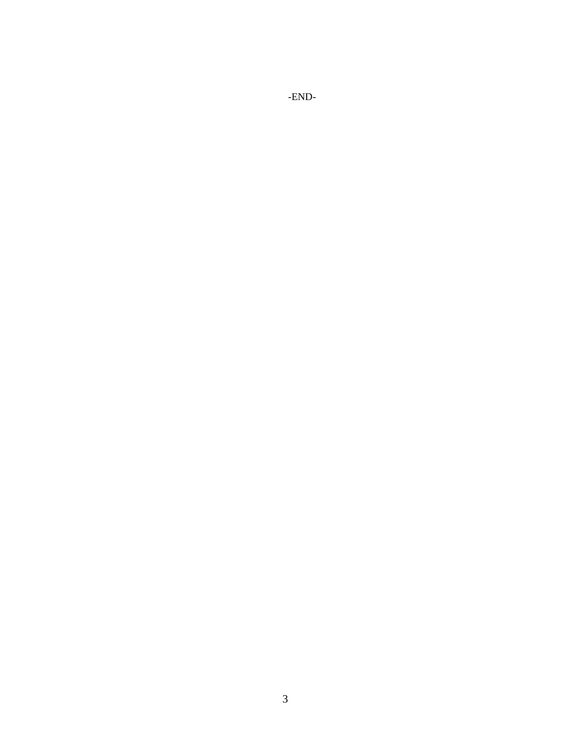-END-